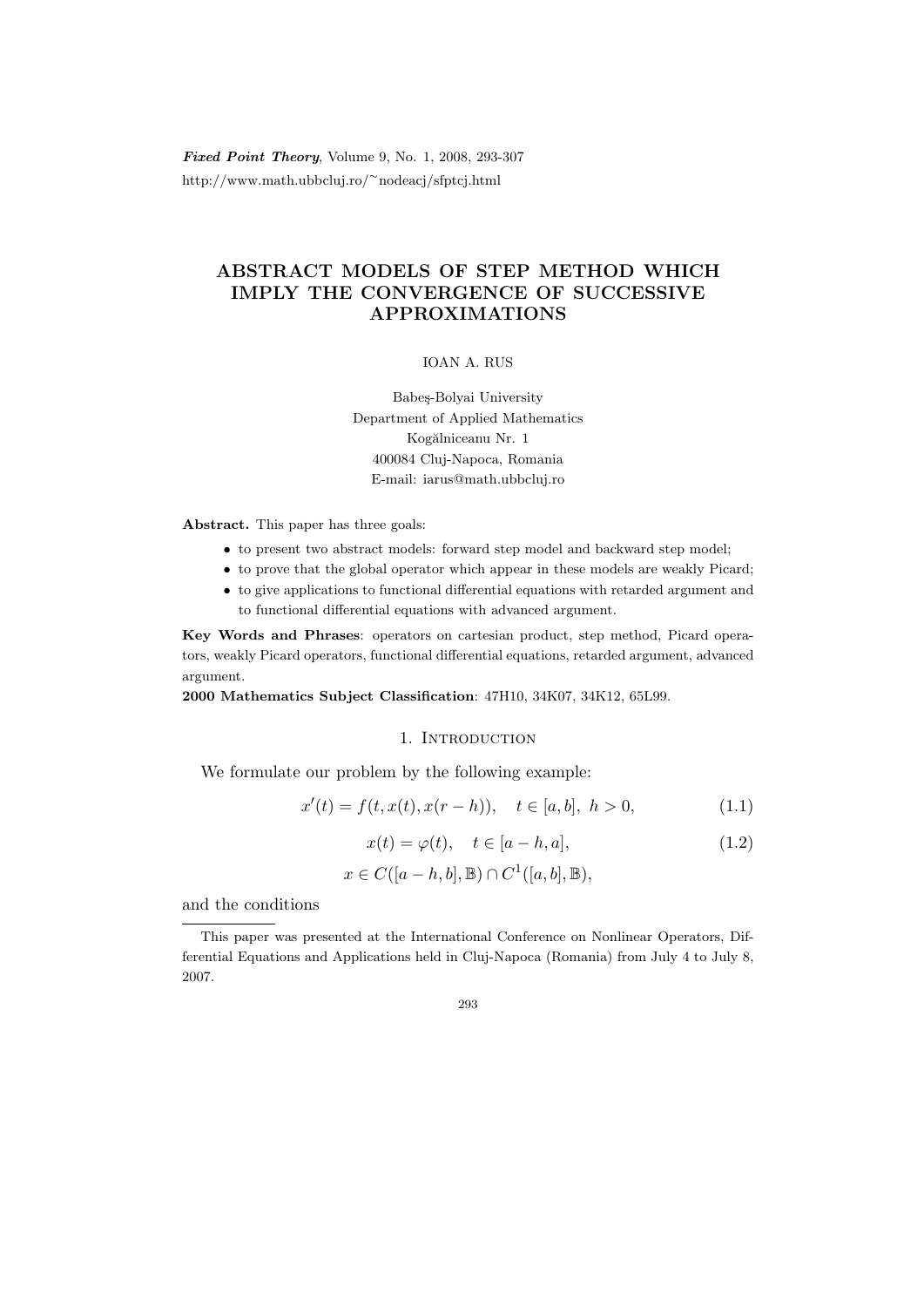# ABSTRACT MODELS OF STEP METHOD WHICH IMPLY THE CONVERGENCE OF SUCCESSIVE APPROXIMATIONS

IOAN A. RUS

Babeş-Bolyai University
Department of Applied Mathematics
Kogălniceanu Nr. 1
400084 Cluj-Napoca, Romania
E-mail: iarus@math.ubbcluj.ro

**Abstract.** This paper has three goals:

- to present two abstract models: forward step model and backward step model;
- to prove that the global operator which appear in these models are weakly Picard;
- to give applications to functional differential equations with retarded argument and to functional differential equations with advanced argument.

**Key Words and Phrases**: operators on cartesian product, step method, Picard operators, weakly Picard operators, functional differential equations, retarded argument, advanced argument.

**2000 Mathematics Subject Classification**: 47H10, 34K07, 34K12, 65L99.

## 1. Introduction

We formulate our problem by the following example:

$$x'(t) = f(t, x(t), x(r-h)), \quad t \in [a,b],\ h > 0, \tag{1.1}$$

$$x(t) = \varphi(t), \quad t \in [a-h, a], \tag{1.2}$$

$$x \in C([a-h,b], \mathbb{B}) \cap C^1([a,b], \mathbb{B}),$$

and the conditions

This paper was presented at the International Conference on Nonlinear Operators, Differential Equations and Applications held in Cluj-Napoca (Romania) from July 4 to July 8, 2007.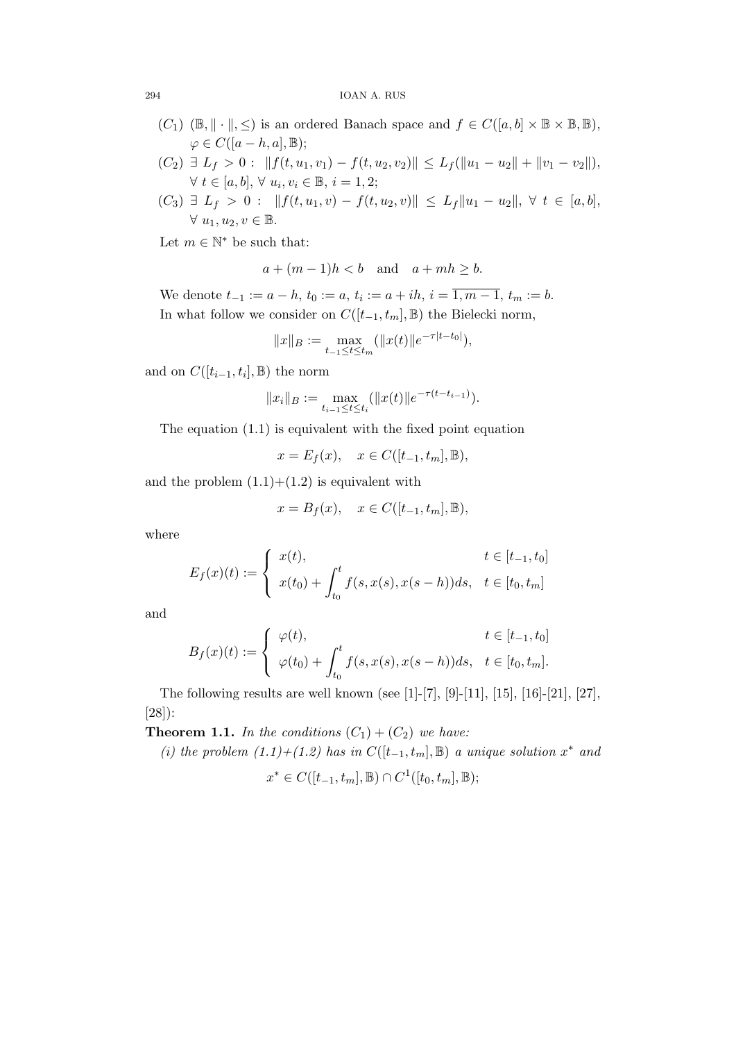$(C_1)$ $(\mathbb{B}, \|\cdot\|, \leq)$ is an ordered Banach space and $f \in C([a,b] \times \mathbb{B} \times \mathbb{B}, \mathbb{B})$, $\varphi \in C([a-h,a], \mathbb{B})$;

$(C_2)$ $\exists\ L_f > 0 :\ \|f(t,u_1,v_1) - f(t,u_2,v_2)\| \leq L_f(\|u_1 - u_2\| + \|v_1 - v_2\|)$, $\forall\ t \in [a,b]$, $\forall\ u_i, v_i \in \mathbb{B}$, $i = 1,2$;

$(C_3)$ $\exists\ L_f > 0 :\ \|f(t,u_1,v) - f(t,u_2,v)\| \leq L_f\|u_1 - u_2\|$, $\forall\ t \in [a,b]$, $\forall\ u_1, u_2, v \in \mathbb{B}$.

Let $m \in \mathbb{N}^*$ be such that:

$$a + (m-1)h < b \quad \text{and} \quad a + mh \geq b.$$

We denote $t_{-1} := a - h$, $t_0 := a$, $t_i := a + ih$, $i = \overline{1, m-1}$, $t_m := b$.

In what follow we consider on $C([t_{-1}, t_m], \mathbb{B})$ the Bielecki norm,

$$\|x\|_B := \max_{t_{-1} \leq t \leq t_m} (\|x(t)\| e^{-\tau|t-t_0|}),$$

and on $C([t_{i-1}, t_i], \mathbb{B})$ the norm

$$\|x_i\|_B := \max_{t_{i-1} \leq t \leq t_i} (\|x(t)\| e^{-\tau(t-t_{i-1})}).$$

The equation (1.1) is equivalent with the fixed point equation

$$x = E_f(x), \quad x \in C([t_{-1}, t_m], \mathbb{B}),$$

and the problem (1.1)+(1.2) is equivalent with

$$x = B_f(x), \quad x \in C([t_{-1}, t_m], \mathbb{B}),$$

where

$$E_f(x)(t) := \begin{cases} x(t), & t \in [t_{-1}, t_0] \\ x(t_0) + \displaystyle\int_{t_0}^{t} f(s, x(s), x(s-h))ds, & t \in [t_0, t_m] \end{cases}$$

and

$$B_f(x)(t) := \begin{cases} \varphi(t), & t \in [t_{-1}, t_0] \\ \varphi(t_0) + \displaystyle\int_{t_0}^{t} f(s, x(s), x(s-h))ds, & t \in [t_0, t_m]. \end{cases}$$

The following results are well known (see [1]-[7], [9]-[11], [15], [16]-[21], [27], [28]):

**Theorem 1.1.** *In the conditions $(C_1) + (C_2)$ we have:*

*(i) the problem (1.1)+(1.2) has in $C([t_{-1}, t_m], \mathbb{B})$ a unique solution $x^*$ and*

$$x^* \in C([t_{-1}, t_m], \mathbb{B}) \cap C^1([t_0, t_m], \mathbb{B});$$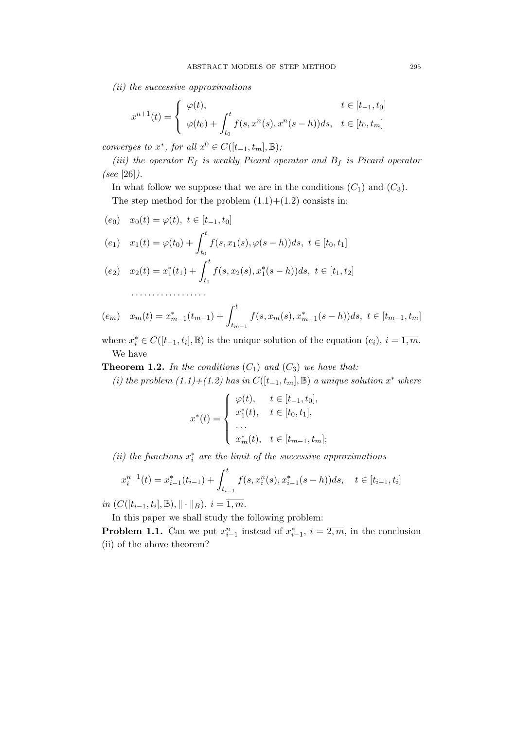*(ii) the successive approximations*

$$x^{n+1}(t) = \begin{cases} \varphi(t), & t \in [t_{-1}, t_0] \\ \varphi(t_0) + \displaystyle\int_{t_0}^{t} f(s, x^n(s), x^n(s-h))ds, & t \in [t_0, t_m] \end{cases}$$

*converges to $x^*$, for all $x^0 \in C([t_{-1}, t_m], \mathbb{B})$;*

*(iii) the operator $E_f$ is weakly Picard operator and $B_f$ is Picard operator (see* [26]*).*

In what follow we suppose that we are in the conditions $(C_1)$ and $(C_3)$.

The step method for the problem (1.1)+(1.2) consists in:

$$(e_0) \quad x_0(t) = \varphi(t), \; t \in [t_{-1}, t_0]$$

$$(e_1) \quad x_1(t) = \varphi(t_0) + \int_{t_0}^{t} f(s, x_1(s), \varphi(s-h))ds, \; t \in [t_0, t_1]$$

$$(e_2) \quad x_2(t) = x_1^*(t_1) + \int_{t_1}^{t} f(s, x_2(s), x_1^*(s-h))ds, \; t \in [t_1, t_2]$$

$$\ldots\ldots\ldots\ldots\ldots\ldots$$

$$(e_m) \quad x_m(t) = x_{m-1}^*(t_{m-1}) + \int_{t_{m-1}}^{t} f(s, x_m(s), x_{m-1}^*(s-h))ds, \; t \in [t_{m-1}, t_m]$$

where $x_i^* \in C([t_{-1}, t_i], \mathbb{B})$ is the unique solution of the equation $(e_i)$, $i = \overline{1, m}$.

We have

**Theorem 1.2.** *In the conditions $(C_1)$ and $(C_3)$ we have that:*

*(i) the problem (1.1)+(1.2) has in $C([t_{-1}, t_m], \mathbb{B})$ a unique solution $x^*$ where*

$$x^*(t) = \begin{cases} \varphi(t), & t \in [t_{-1}, t_0], \\ x_1^*(t), & t \in [t_0, t_1], \\ \ldots & \\ x_m^*(t), & t \in [t_{m-1}, t_m]; \end{cases}$$

*(ii) the functions $x_i^*$ are the limit of the successive approximations*

$$x_i^{n+1}(t) = x_{i-1}^*(t_{i-1}) + \int_{t_{i-1}}^{t} f(s, x_i^n(s), x_{i-1}^*(s-h))ds, \quad t \in [t_{i-1}, t_i]$$

*in $(C([t_{i-1}, t_i], \mathbb{B}), \| \cdot \|_B)$, $i = \overline{1, m}$.*

In this paper we shall study the following problem:

**Problem 1.1.** Can we put $x_{i-1}^n$ instead of $x_{i-1}^*$, $i = \overline{2, m}$, in the conclusion (ii) of the above theorem?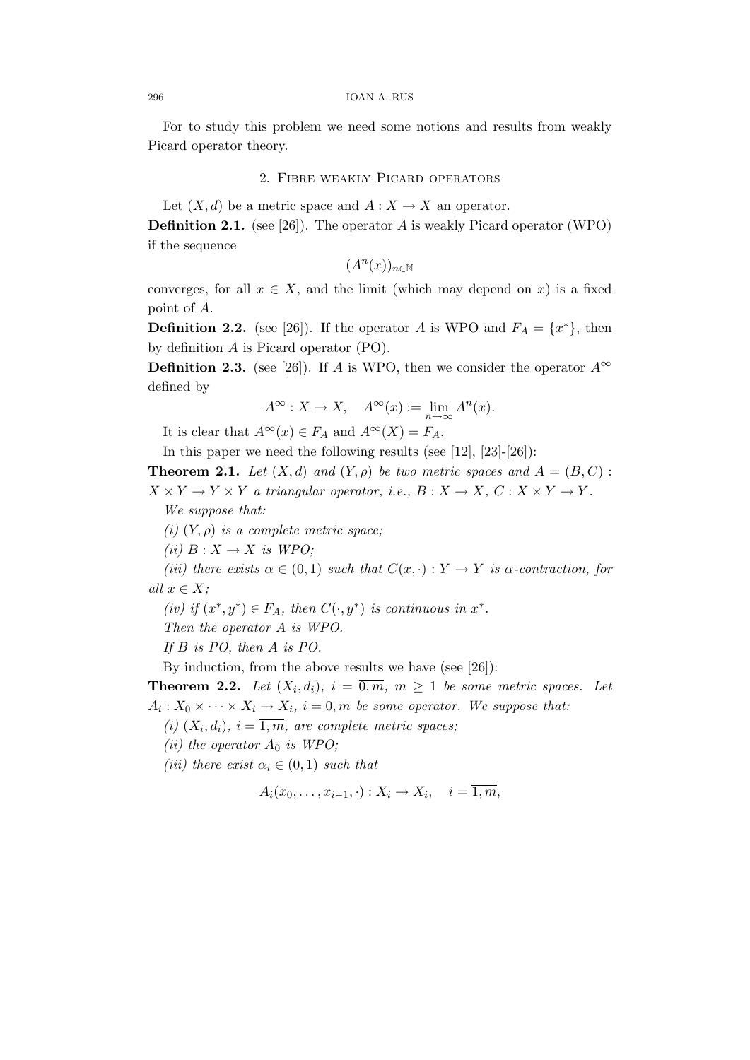For to study this problem we need some notions and results from weakly Picard operator theory.

## 2. Fibre weakly Picard operators

Let $(X,d)$ be a metric space and $A : X \to X$ an operator.

**Definition 2.1.** (see [26]). The operator $A$ is weakly Picard operator (WPO) if the sequence

$$(A^n(x))_{n\in\mathbb{N}}$$

converges, for all $x \in X$, and the limit (which may depend on $x$) is a fixed point of $A$.

**Definition 2.2.** (see [26]). If the operator $A$ is WPO and $F_A = \{x^*\}$, then by definition $A$ is Picard operator (PO).

**Definition 2.3.** (see [26]). If $A$ is WPO, then we consider the operator $A^\infty$ defined by

$$A^\infty : X \to X, \quad A^\infty(x) := \lim_{n\to\infty} A^n(x).$$

It is clear that $A^\infty(x) \in F_A$ and $A^\infty(X) = F_A$.

In this paper we need the following results (see [12], [23]-[26]):

**Theorem 2.1.** *Let $(X,d)$ and $(Y,\rho)$ be two metric spaces and $A = (B,C) : X \times Y \to Y \times Y$ a triangular operator, i.e., $B : X \to X$, $C : X \times Y \to Y$.*

*We suppose that:*

*(i) $(Y,\rho)$ is a complete metric space;*

*(ii) $B : X \to X$ is WPO;*

*(iii) there exists $\alpha \in (0,1)$ such that $C(x,\cdot) : Y \to Y$ is $\alpha$-contraction, for all $x \in X$;*

*(iv) if $(x^*,y^*) \in F_A$, then $C(\cdot,y^*)$ is continuous in $x^*$.*

*Then the operator $A$ is WPO.*

*If $B$ is PO, then $A$ is PO.*

By induction, from the above results we have (see [26]):

**Theorem 2.2.** *Let $(X_i,d_i)$, $i = \overline{0,m}$, $m \geq 1$ be some metric spaces. Let $A_i : X_0 \times \cdots \times X_i \to X_i$, $i = \overline{0,m}$ be some operator. We suppose that:*

*(i) $(X_i,d_i)$, $i = \overline{1,m}$, are complete metric spaces;*

*(ii) the operator $A_0$ is WPO;*

*(iii) there exist $\alpha_i \in (0,1)$ such that*

$$A_i(x_0,\ldots,x_{i-1},\cdot) : X_i \to X_i, \quad i = \overline{1,m},$$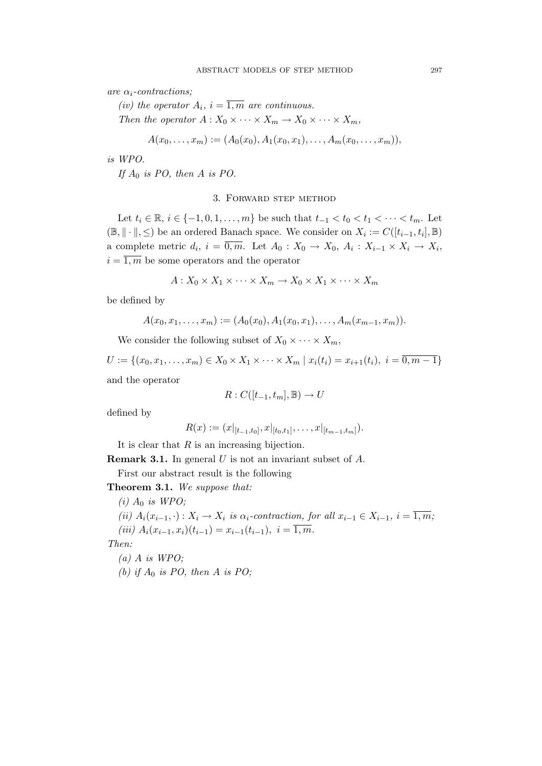are $\alpha_i$-*contractions;*

*(iv) the operator* $A_i$, $i = \overline{1,m}$ *are continuous.*

*Then the operator* $A : X_0 \times \cdots \times X_m \to X_0 \times \cdots \times X_m$,

$$A(x_0, \ldots, x_m) := (A_0(x_0), A_1(x_0, x_1), \ldots, A_m(x_0, \ldots, x_m)),$$

*is WPO.*

*If* $A_0$ *is PO, then* $A$ *is PO.*

## 3. Forward step method

Let $t_i \in \mathbb{R}$, $i \in \{-1, 0, 1, \ldots, m\}$ be such that $t_{-1} < t_0 < t_1 < \cdots < t_m$. Let $(\mathbb{B}, \|\cdot\|, \leq)$ be an ordered Banach space. We consider on $X_i := C([t_{i-1}, t_i], \mathbb{B})$ a complete metric $d_i$, $i = \overline{0, m}$. Let $A_0 : X_0 \to X_0$, $A_i : X_{i-1} \times X_i \to X_i$, $i = \overline{1, m}$ be some operators and the operator

$$A : X_0 \times X_1 \times \cdots \times X_m \to X_0 \times X_1 \times \cdots \times X_m$$

be defined by

$$A(x_0, x_1, \ldots, x_m) := (A_0(x_0), A_1(x_0, x_1), \ldots, A_m(x_{m-1}, x_m)).$$

We consider the following subset of $X_0 \times \cdots \times X_m$,

$$U := \{(x_0, x_1, \ldots, x_m) \in X_0 \times X_1 \times \cdots \times X_m \mid x_i(t_i) = x_{i+1}(t_i),\ i = \overline{0, m-1}\}$$

and the operator

$$R : C([t_{-1}, t_m], \mathbb{B}) \to U$$

defined by

$$R(x) := (x|_{[t_{-1}, t_0]}, x|_{[t_0, t_1]}, \ldots, x|_{[t_{m-1}, t_m]}).$$

It is clear that $R$ is an increasing bijection.

**Remark 3.1.** In general $U$ is not an invariant subset of $A$.

First our abstract result is the following

**Theorem 3.1.** *We suppose that:*

*(i)* $A_0$ *is WPO;*

*(ii)* $A_i(x_{i-1}, \cdot) : X_i \to X_i$ *is* $\alpha_i$-*contraction, for all* $x_{i-1} \in X_{i-1}$, $i = \overline{1, m}$;

*(iii)* $A_i(x_{i-1}, x_i)(t_{i-1}) = x_{i-1}(t_{i-1})$, $i = \overline{1, m}$.

*Then:*

*(a)* $A$ *is WPO;*

*(b) if* $A_0$ *is PO, then* $A$ *is PO;*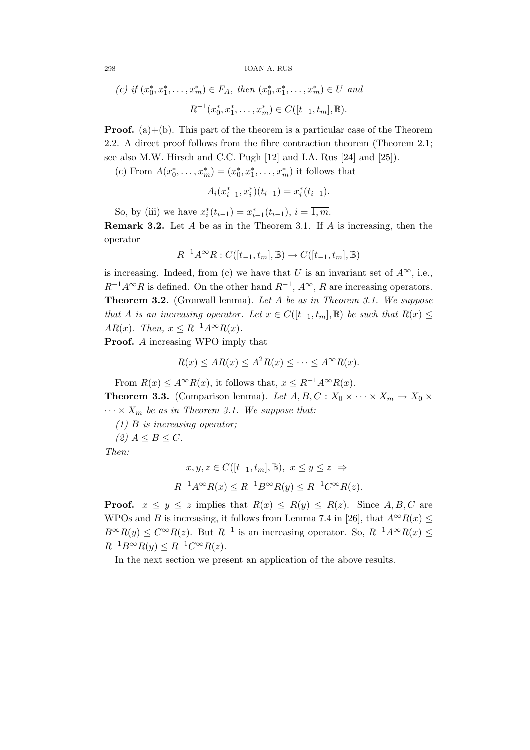*(c) if $(x_0^*, x_1^*, \ldots, x_m^*) \in F_A$, then $(x_0^*, x_1^*, \ldots, x_m^*) \in U$ and*

$$R^{-1}(x_0^*, x_1^*, \ldots, x_m^*) \in C([t_{-1}, t_m], \mathbb{B}).$$

**Proof.** (a)+(b). This part of the theorem is a particular case of the Theorem 2.2. A direct proof follows from the fibre contraction theorem (Theorem 2.1; see also M.W. Hirsch and C.C. Pugh [12] and I.A. Rus [24] and [25]).

(c) From $A(x_0^*, \ldots, x_m^*) = (x_0^*, x_1^*, \ldots, x_m^*)$ it follows that

$$A_i(x_{i-1}^*, x_i^*)(t_{i-1}) = x_i^*(t_{i-1}).$$

So, by (iii) we have $x_i^*(t_{i-1}) = x_{i-1}^*(t_{i-1})$, $i = \overline{1, m}$.

**Remark 3.2.** Let $A$ be as in the Theorem 3.1. If $A$ is increasing, then the operator

$$R^{-1}A^\infty R : C([t_{-1}, t_m], \mathbb{B}) \to C([t_{-1}, t_m], \mathbb{B})$$

is increasing. Indeed, from (c) we have that $U$ is an invariant set of $A^\infty$, i.e., $R^{-1}A^\infty R$ is defined. On the other hand $R^{-1}$, $A^\infty$, $R$ are increasing operators.

**Theorem 3.2.** (Gronwall lemma). *Let $A$ be as in Theorem 3.1. We suppose that $A$ is an increasing operator. Let $x \in C([t_{-1}, t_m], \mathbb{B})$ be such that $R(x) \leq AR(x)$. Then, $x \leq R^{-1}A^\infty R(x)$.*

**Proof.** $A$ increasing WPO imply that

$$R(x) \leq AR(x) \leq A^2R(x) \leq \cdots \leq A^\infty R(x).$$

From $R(x) \leq A^\infty R(x)$, it follows that, $x \leq R^{-1}A^\infty R(x)$.

**Theorem 3.3.** (Comparison lemma). *Let $A, B, C : X_0 \times \cdots \times X_m \to X_0 \times \cdots \times X_m$ be as in Theorem 3.1. We suppose that:*

*(1) $B$ is increasing operator;*

*(2) $A \leq B \leq C$.*

*Then:*

$$x, y, z \in C([t_{-1}, t_m], \mathbb{B}),\ x \leq y \leq z \ \Rightarrow$$

$$R^{-1}A^\infty R(x) \leq R^{-1}B^\infty R(y) \leq R^{-1}C^\infty R(z).$$

**Proof.** $x \leq y \leq z$ implies that $R(x) \leq R(y) \leq R(z)$. Since $A, B, C$ are WPOs and $B$ is increasing, it follows from Lemma 7.4 in [26], that $A^\infty R(x) \leq B^\infty R(y) \leq C^\infty R(z)$. But $R^{-1}$ is an increasing operator. So, $R^{-1}A^\infty R(x) \leq R^{-1}B^\infty R(y) \leq R^{-1}C^\infty R(z)$.

In the next section we present an application of the above results.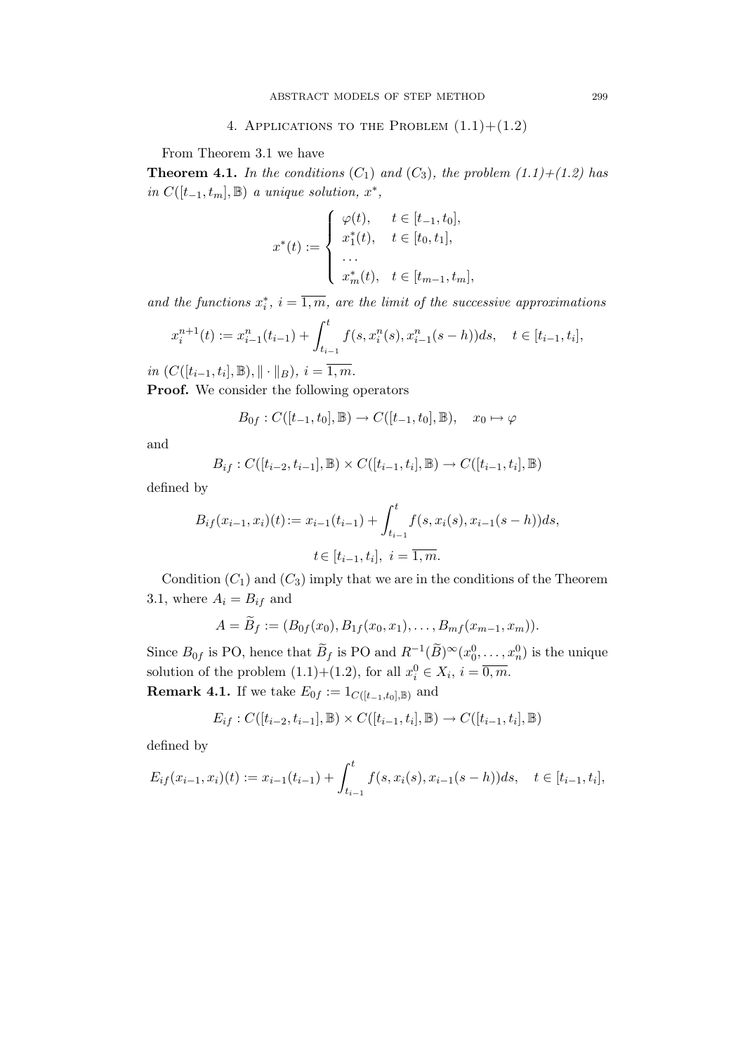## 4. Applications to the Problem (1.1)+(1.2)

From Theorem 3.1 we have

**Theorem 4.1.** *In the conditions* $(C_1)$ *and* $(C_3)$*, the problem (1.1)+(1.2) has in* $C([t_{-1}, t_m], \mathbb{B})$ *a unique solution,* $x^*$*,*

$$x^*(t) := \begin{cases} \varphi(t), & t \in [t_{-1}, t_0], \\ x_1^*(t), & t \in [t_0, t_1], \\ \dots \\ x_m^*(t), & t \in [t_{m-1}, t_m], \end{cases}$$

*and the functions* $x_i^*$*,* $i = \overline{1, m}$*, are the limit of the successive approximations*

$$x_i^{n+1}(t) := x_{i-1}^n(t_{i-1}) + \int_{t_{i-1}}^t f(s, x_i^n(s), x_{i-1}^n(s-h))ds, \quad t \in [t_{i-1}, t_i],$$

*in* $(C([t_{i-1}, t_i], \mathbb{B}), \| \cdot \|_B)$*,* $i = \overline{1, m}$*.*

**Proof.** We consider the following operators

$$B_{0f} : C([t_{-1}, t_0], \mathbb{B}) \to C([t_{-1}, t_0], \mathbb{B}), \quad x_0 \mapsto \varphi$$

and

$$B_{if} : C([t_{i-2}, t_{i-1}], \mathbb{B}) \times C([t_{i-1}, t_i], \mathbb{B}) \to C([t_{i-1}, t_i], \mathbb{B})$$

defined by

$$B_{if}(x_{i-1}, x_i)(t) := x_{i-1}(t_{i-1}) + \int_{t_{i-1}}^t f(s, x_i(s), x_{i-1}(s-h))ds,$$

$$t \in [t_{i-1}, t_i], \ i = \overline{1, m}.$$

Condition $(C_1)$ and $(C_3)$ imply that we are in the conditions of the Theorem 3.1, where $A_i = B_{if}$ and

$$A = \widetilde{B}_f := (B_{0f}(x_0), B_{1f}(x_0, x_1), \dots, B_{mf}(x_{m-1}, x_m)).$$

Since $B_{0f}$ is PO, hence that $\widetilde{B}_f$ is PO and $R^{-1}(\widetilde{B})^\infty(x_0^0, \dots, x_n^0)$ is the unique solution of the problem (1.1)+(1.2), for all $x_i^0 \in X_i$, $i = \overline{0, m}$.

**Remark 4.1.** If we take $E_{0f} := 1_{C([t_{-1}, t_0], \mathbb{B})}$ and

$$E_{if} : C([t_{i-2}, t_{i-1}], \mathbb{B}) \times C([t_{i-1}, t_i], \mathbb{B}) \to C([t_{i-1}, t_i], \mathbb{B})$$

defined by

$$E_{if}(x_{i-1}, x_i)(t) := x_{i-1}(t_{i-1}) + \int_{t_{i-1}}^t f(s, x_i(s), x_{i-1}(s-h))ds, \quad t \in [t_{i-1}, t_i],$$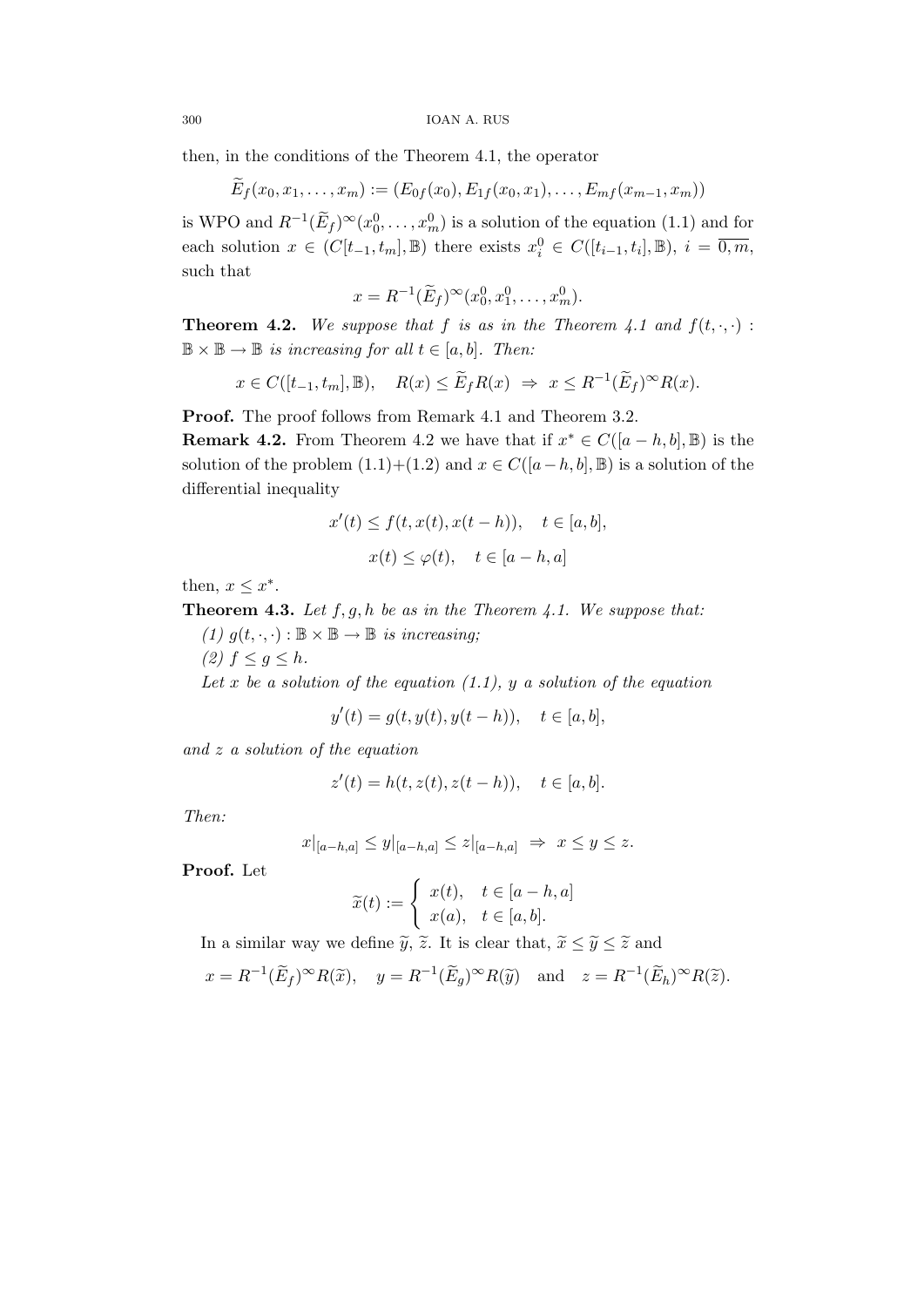then, in the conditions of the Theorem 4.1, the operator

$$\widetilde{E}_f(x_0, x_1, \ldots, x_m) := (E_{0f}(x_0), E_{1f}(x_0, x_1), \ldots, E_{mf}(x_{m-1}, x_m))$$

is WPO and $R^{-1}(\widetilde{E}_f)^\infty(x_0^0, \ldots, x_m^0)$ is a solution of the equation (1.1) and for each solution $x \in (C[t_{-1}, t_m], \mathbb{B})$ there exists $x_i^0 \in C([t_{i-1}, t_i], \mathbb{B})$, $i = \overline{0, m}$, such that

$$x = R^{-1}(\widetilde{E}_f)^\infty(x_0^0, x_1^0, \ldots, x_m^0).$$

**Theorem 4.2.** *We suppose that $f$ is as in the Theorem 4.1 and $f(t, \cdot, \cdot) : \mathbb{B} \times \mathbb{B} \to \mathbb{B}$ is increasing for all $t \in [a, b]$. Then:*

$$x \in C([t_{-1}, t_m], \mathbb{B}), \quad R(x) \leq \widetilde{E}_f R(x) \;\Rightarrow\; x \leq R^{-1}(\widetilde{E}_f)^\infty R(x).$$

**Proof.** The proof follows from Remark 4.1 and Theorem 3.2.

**Remark 4.2.** From Theorem 4.2 we have that if $x^* \in C([a-h, b], \mathbb{B})$ is the solution of the problem (1.1)+(1.2) and $x \in C([a-h, b], \mathbb{B})$ is a solution of the differential inequality

$$x'(t) \leq f(t, x(t), x(t-h)), \quad t \in [a, b],$$

$$x(t) \leq \varphi(t), \quad t \in [a-h, a]$$

then, $x \leq x^*$.

**Theorem 4.3.** *Let $f, g, h$ be as in the Theorem 4.1. We suppose that:*

*(1) $g(t, \cdot, \cdot) : \mathbb{B} \times \mathbb{B} \to \mathbb{B}$ is increasing;*

*(2) $f \leq g \leq h$.*

*Let $x$ be a solution of the equation (1.1), $y$ a solution of the equation*

$$y'(t) = g(t, y(t), y(t-h)), \quad t \in [a, b],$$

*and $z$ a solution of the equation*

$$z'(t) = h(t, z(t), z(t-h)), \quad t \in [a, b].$$

*Then:*

$$x|_{[a-h,a]} \leq y|_{[a-h,a]} \leq z|_{[a-h,a]} \;\Rightarrow\; x \leq y \leq z.$$

**Proof.** Let

$$\widetilde{x}(t) := \begin{cases} x(t), & t \in [a-h, a] \\ x(a), & t \in [a, b]. \end{cases}$$

In a similar way we define $\widetilde{y}$, $\widetilde{z}$. It is clear that, $\widetilde{x} \leq \widetilde{y} \leq \widetilde{z}$ and

$$x = R^{-1}(\widetilde{E}_f)^\infty R(\widetilde{x}), \quad y = R^{-1}(\widetilde{E}_g)^\infty R(\widetilde{y}) \quad \text{and} \quad z = R^{-1}(\widetilde{E}_h)^\infty R(\widetilde{z}).$$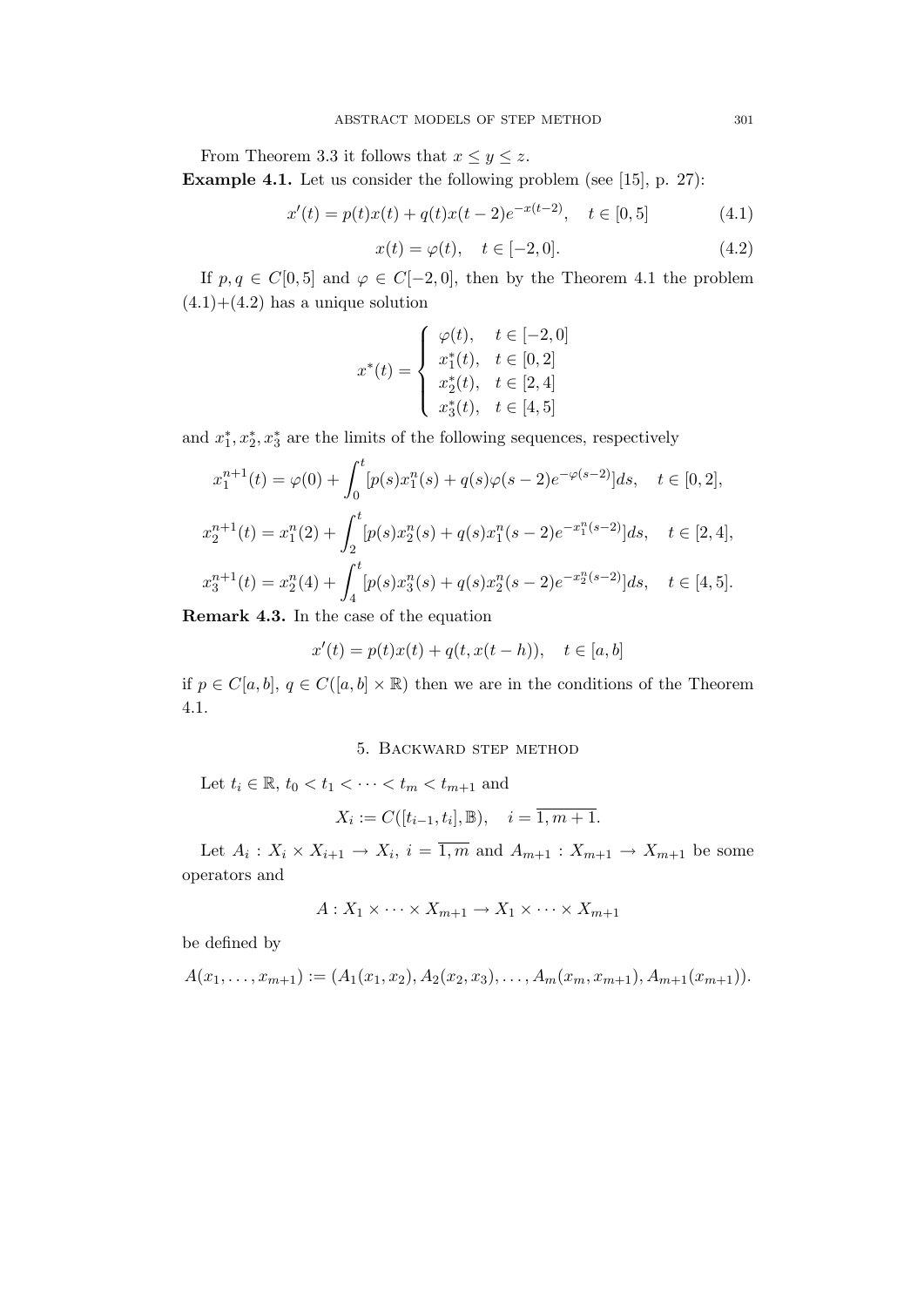From Theorem 3.3 it follows that $x \leq y \leq z$.

**Example 4.1.** Let us consider the following problem (see [15], p. 27):

$$x'(t) = p(t)x(t) + q(t)x(t-2)e^{-x(t-2)}, \quad t \in [0,5] \tag{4.1}$$

$$x(t) = \varphi(t), \quad t \in [-2,0]. \tag{4.2}$$

If $p, q \in C[0,5]$ and $\varphi \in C[-2,0]$, then by the Theorem 4.1 the problem (4.1)+(4.2) has a unique solution

$$x^*(t) = \begin{cases} \varphi(t), & t \in [-2,0] \\ x_1^*(t), & t \in [0,2] \\ x_2^*(t), & t \in [2,4] \\ x_3^*(t), & t \in [4,5] \end{cases}$$

and $x_1^*, x_2^*, x_3^*$ are the limits of the following sequences, respectively

$$x_1^{n+1}(t) = \varphi(0) + \int_0^t [p(s)x_1^n(s) + q(s)\varphi(s-2)e^{-\varphi(s-2)}]ds, \quad t \in [0,2],$$

$$x_2^{n+1}(t) = x_1^n(2) + \int_2^t [p(s)x_2^n(s) + q(s)x_1^n(s-2)e^{-x_1^n(s-2)}]ds, \quad t \in [2,4],$$

$$x_3^{n+1}(t) = x_2^n(4) + \int_4^t [p(s)x_3^n(s) + q(s)x_2^n(s-2)e^{-x_2^n(s-2)}]ds, \quad t \in [4,5].$$

**Remark 4.3.** In the case of the equation

$$x'(t) = p(t)x(t) + q(t, x(t-h)), \quad t \in [a,b]$$

if $p \in C[a,b]$, $q \in C([a,b] \times \mathbb{R})$ then we are in the conditions of the Theorem 4.1.

## 5. Backward step method

Let $t_i \in \mathbb{R}$, $t_0 < t_1 < \cdots < t_m < t_{m+1}$ and

$$X_i := C([t_{i-1}, t_i], \mathbb{B}), \quad i = \overline{1, m+1}.$$

Let $A_i : X_i \times X_{i+1} \to X_i$, $i = \overline{1,m}$ and $A_{m+1} : X_{m+1} \to X_{m+1}$ be some operators and

$$A : X_1 \times \cdots \times X_{m+1} \to X_1 \times \cdots \times X_{m+1}$$

be defined by

$$A(x_1, \ldots, x_{m+1}) := (A_1(x_1, x_2), A_2(x_2, x_3), \ldots, A_m(x_m, x_{m+1}), A_{m+1}(x_{m+1})).$$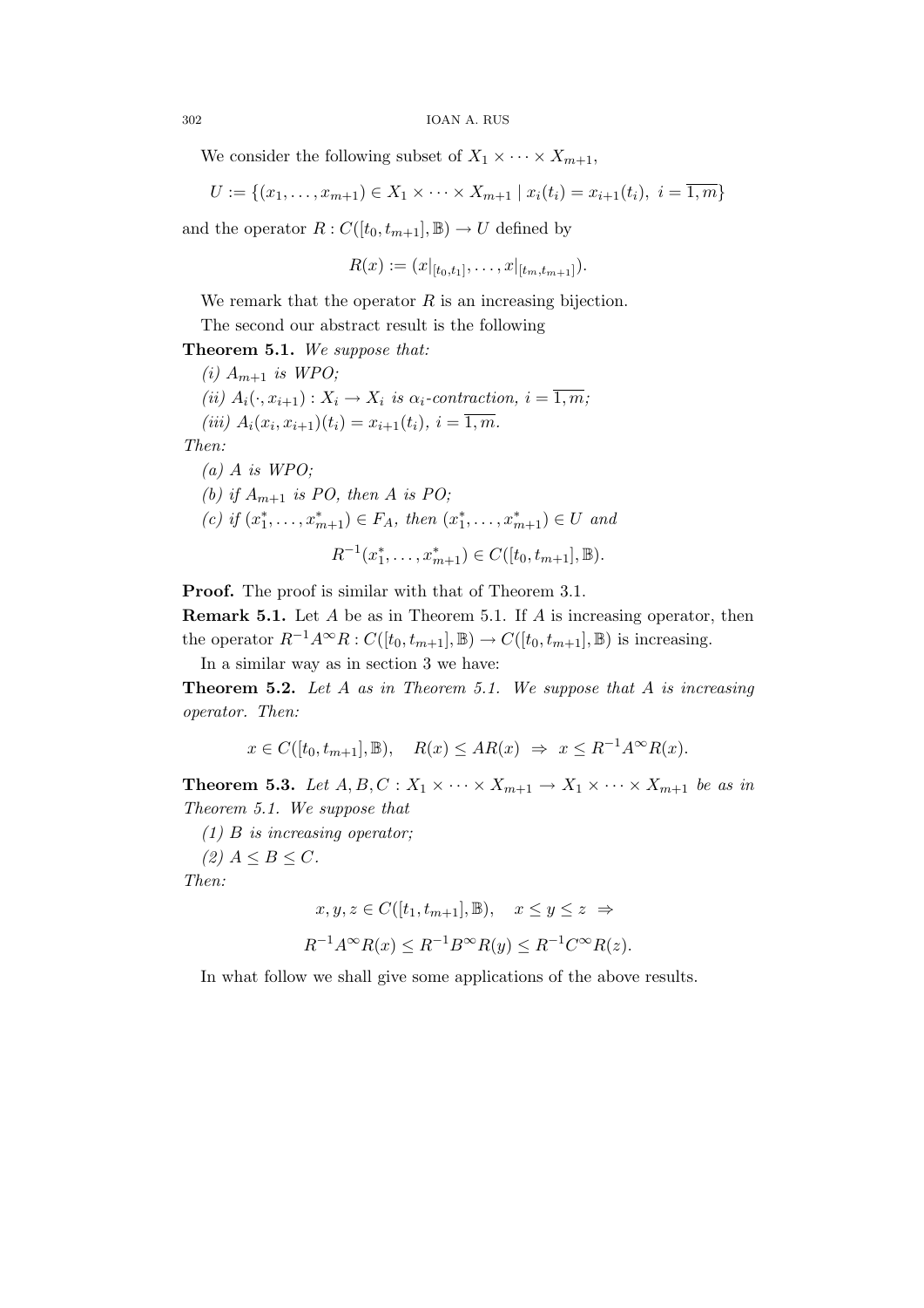We consider the following subset of $X_1 \times \cdots \times X_{m+1}$,

$$U := \{(x_1, \ldots, x_{m+1}) \in X_1 \times \cdots \times X_{m+1} \mid x_i(t_i) = x_{i+1}(t_i),\ i = \overline{1,m}\}$$

and the operator $R : C([t_0, t_{m+1}], \mathbb{B}) \to U$ defined by

$$R(x) := (x|_{[t_0,t_1]}, \ldots, x|_{[t_m,t_{m+1}]}).$$

We remark that the operator $R$ is an increasing bijection.

The second our abstract result is the following

**Theorem 5.1.** *We suppose that:*

*(i) $A_{m+1}$ is WPO;*

*(ii) $A_i(\cdot, x_{i+1}) : X_i \to X_i$ is $\alpha_i$-contraction, $i = \overline{1,m}$;*

*(iii) $A_i(x_i, x_{i+1})(t_i) = x_{i+1}(t_i)$, $i = \overline{1,m}$.*

*Then:*

*(a) $A$ is WPO;*

*(b) if $A_{m+1}$ is PO, then $A$ is PO;*

*(c) if $(x_1^*, \ldots, x_{m+1}^*) \in F_A$, then $(x_1^*, \ldots, x_{m+1}^*) \in U$ and*

$$R^{-1}(x_1^*, \ldots, x_{m+1}^*) \in C([t_0, t_{m+1}], \mathbb{B}).$$

**Proof.** The proof is similar with that of Theorem 3.1.

**Remark 5.1.** Let $A$ be as in Theorem 5.1. If $A$ is increasing operator, then the operator $R^{-1}A^\infty R : C([t_0, t_{m+1}], \mathbb{B}) \to C([t_0, t_{m+1}], \mathbb{B})$ is increasing.

In a similar way as in section 3 we have:

**Theorem 5.2.** *Let $A$ as in Theorem 5.1. We suppose that $A$ is increasing operator. Then:*

$$x \in C([t_0, t_{m+1}], \mathbb{B}), \quad R(x) \le AR(x) \ \Rightarrow\ x \le R^{-1}A^\infty R(x).$$

**Theorem 5.3.** *Let $A, B, C : X_1 \times \cdots \times X_{m+1} \to X_1 \times \cdots \times X_{m+1}$ be as in Theorem 5.1. We suppose that*

*(1) $B$ is increasing operator;*

*(2) $A \le B \le C$.*

*Then:*

$$x, y, z \in C([t_1, t_{m+1}], \mathbb{B}), \quad x \le y \le z \ \Rightarrow$$

$$R^{-1}A^\infty R(x) \le R^{-1}B^\infty R(y) \le R^{-1}C^\infty R(z).$$

In what follow we shall give some applications of the above results.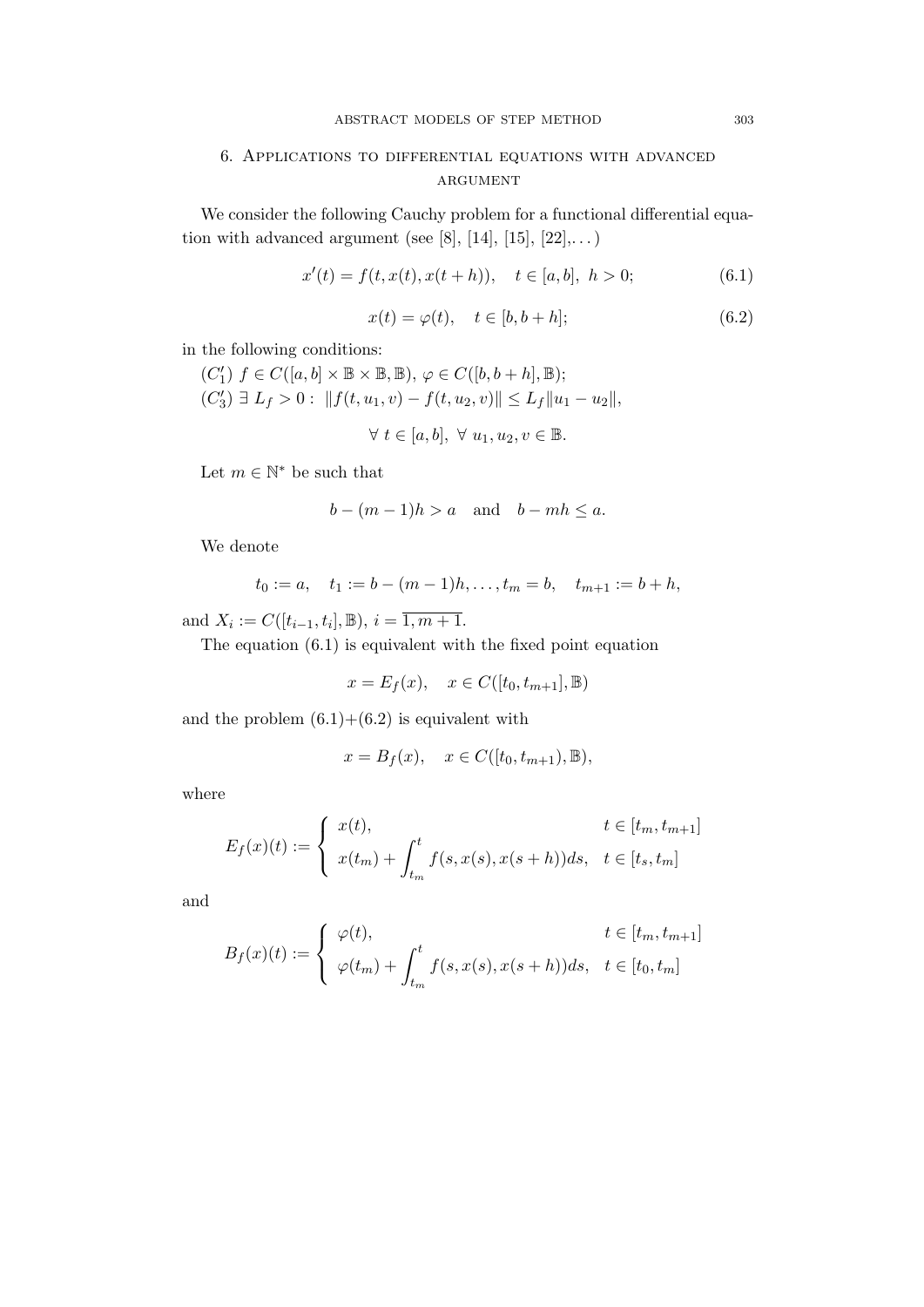## 6. Applications to differential equations with advanced argument

We consider the following Cauchy problem for a functional differential equation with advanced argument (see [8], [14], [15], [22],... )

$$x'(t) = f(t, x(t), x(t+h)), \quad t \in [a, b],\ h > 0; \tag{6.1}$$

$$x(t) = \varphi(t), \quad t \in [b, b+h]; \tag{6.2}$$

in the following conditions:

$(C_1')$ $f \in C([a,b] \times \mathbb{B} \times \mathbb{B}, \mathbb{B})$, $\varphi \in C([b, b+h], \mathbb{B})$;

$(C_3')$ $\exists\ L_f > 0 : \ \|f(t, u_1, v) - f(t, u_2, v)\| \leq L_f \|u_1 - u_2\|,$

$$\forall\ t \in [a,b],\ \forall\ u_1, u_2, v \in \mathbb{B}.$$

Let $m \in \mathbb{N}^*$ be such that

$$b - (m-1)h > a \quad \text{and} \quad b - mh \leq a.$$

We denote

$$t_0 := a, \quad t_1 := b - (m-1)h, \ldots, t_m = b, \quad t_{m+1} := b + h,$$

and $X_i := C([t_{i-1}, t_i], \mathbb{B})$, $i = \overline{1, m+1}$.

The equation (6.1) is equivalent with the fixed point equation

$$x = E_f(x), \quad x \in C([t_0, t_{m+1}], \mathbb{B})$$

and the problem (6.1)+(6.2) is equivalent with

$$x = B_f(x), \quad x \in C([t_0, t_{m+1}), \mathbb{B}),$$

where

$$E_f(x)(t) := \begin{cases} x(t), & t \in [t_m, t_{m+1}] \\ x(t_m) + \displaystyle\int_{t_m}^{t} f(s, x(s), x(s+h))ds, & t \in [t_s, t_m] \end{cases}$$

and

$$B_f(x)(t) := \begin{cases} \varphi(t), & t \in [t_m, t_{m+1}] \\ \varphi(t_m) + \displaystyle\int_{t_m}^{t} f(s, x(s), x(s+h))ds, & t \in [t_0, t_m] \end{cases}$$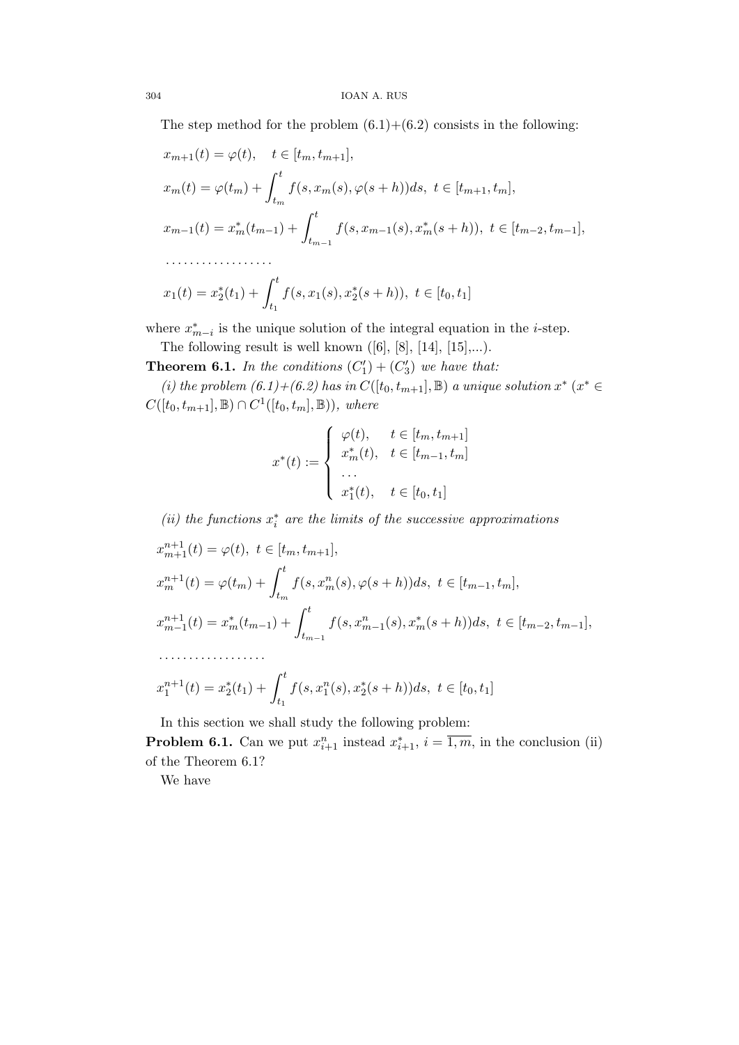The step method for the problem (6.1)+(6.2) consists in the following:

$$x_{m+1}(t) = \varphi(t), \quad t \in [t_m, t_{m+1}],$$

$$x_m(t) = \varphi(t_m) + \int_{t_m}^{t} f(s, x_m(s), \varphi(s+h))ds, \ t \in [t_{m+1}, t_m],$$

$$x_{m-1}(t) = x_m^*(t_{m-1}) + \int_{t_{m-1}}^{t} f(s, x_{m-1}(s), x_m^*(s+h)), \ t \in [t_{m-2}, t_{m-1}],$$

..................

$$x_1(t) = x_2^*(t_1) + \int_{t_1}^{t} f(s, x_1(s), x_2^*(s+h)), \ t \in [t_0, t_1]$$

where $x_{m-i}^*$ is the unique solution of the integral equation in the $i$-step.

The following result is well known ([6], [8], [14], [15],...).

**Theorem 6.1.** *In the conditions $(C_1') + (C_3')$ we have that:*

*(i) the problem (6.1)+(6.2) has in $C([t_0, t_{m+1}], \mathbb{B})$ a unique solution $x^*$ ($x^* \in C([t_0, t_{m+1}], \mathbb{B}) \cap C^1([t_0, t_m], \mathbb{B})$), where*

$$x^*(t) := \begin{cases} \varphi(t), & t \in [t_m, t_{m+1}] \\ x_m^*(t), & t \in [t_{m-1}, t_m] \\ \dots \\ x_1^*(t), & t \in [t_0, t_1] \end{cases}$$

*(ii) the functions $x_i^*$ are the limits of the successive approximations*

$$x_{m+1}^{n+1}(t) = \varphi(t), \ t \in [t_m, t_{m+1}],$$

$$x_m^{n+1}(t) = \varphi(t_m) + \int_{t_m}^{t} f(s, x_m^n(s), \varphi(s+h))ds, \ t \in [t_{m-1}, t_m],$$

$$x_{m-1}^{n+1}(t) = x_m^*(t_{m-1}) + \int_{t_{m-1}}^{t} f(s, x_{m-1}^n(s), x_m^*(s+h))ds, \ t \in [t_{m-2}, t_{m-1}],$$

..................

$$x_1^{n+1}(t) = x_2^*(t_1) + \int_{t_1}^{t} f(s, x_1^n(s), x_2^*(s+h))ds, \ t \in [t_0, t_1]$$

In this section we shall study the following problem:

**Problem 6.1.** Can we put $x_{i+1}^n$ instead $x_{i+1}^*$, $i = \overline{1, m}$, in the conclusion (ii) of the Theorem 6.1?

We have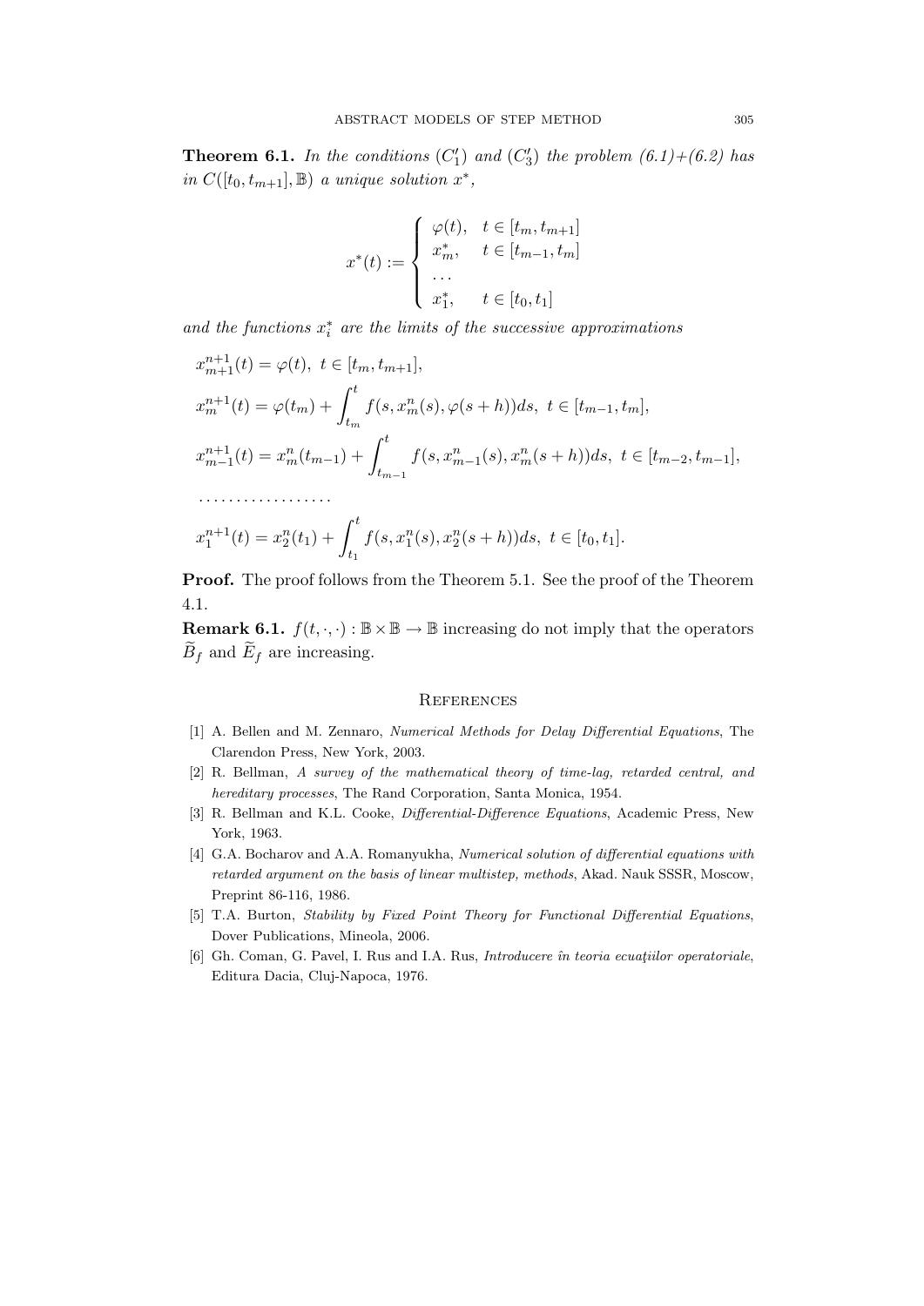**Theorem 6.1.** *In the conditions $(C_1')$ and $(C_3')$ the problem (6.1)+(6.2) has in $C([t_0, t_{m+1}], \mathbb{B})$ a unique solution $x^*$,*

$$
x^*(t) := \begin{cases} \varphi(t), & t \in [t_m, t_{m+1}] \\ x_m^*, & t \in [t_{m-1}, t_m] \\ \dots \\ x_1^*, & t \in [t_0, t_1] \end{cases}
$$

*and the functions $x_i^*$ are the limits of the successive approximations*

$$
x_{m+1}^{n+1}(t) = \varphi(t),\ t \in [t_m, t_{m+1}],
$$

$$
x_m^{n+1}(t) = \varphi(t_m) + \int_{t_m}^{t} f(s, x_m^n(s), \varphi(s+h))ds,\ t \in [t_{m-1}, t_m],
$$

$$
x_{m-1}^{n+1}(t) = x_m^n(t_{m-1}) + \int_{t_{m-1}}^{t} f(s, x_{m-1}^n(s), x_m^n(s+h))ds,\ t \in [t_{m-2}, t_{m-1}],
$$

$$
\dots\dots\dots\dots\dots\dots
$$

$$
x_1^{n+1}(t) = x_2^n(t_1) + \int_{t_1}^{t} f(s, x_1^n(s), x_2^n(s+h))ds,\ t \in [t_0, t_1].
$$

**Proof.** The proof follows from the Theorem 5.1. See the proof of the Theorem 4.1.

**Remark 6.1.** $f(t, \cdot, \cdot) : \mathbb{B} \times \mathbb{B} \to \mathbb{B}$ increasing do not imply that the operators $\widetilde{B}_f$ and $\widetilde{E}_f$ are increasing.

## References

[1] A. Bellen and M. Zennaro, *Numerical Methods for Delay Differential Equations*, The Clarendon Press, New York, 2003.

[2] R. Bellman, *A survey of the mathematical theory of time-lag, retarded central, and hereditary processes*, The Rand Corporation, Santa Monica, 1954.

[3] R. Bellman and K.L. Cooke, *Differential-Difference Equations*, Academic Press, New York, 1963.

[4] G.A. Bocharov and A.A. Romanyukha, *Numerical solution of differential equations with retarded argument on the basis of linear multistep, methods*, Akad. Nauk SSSR, Moscow, Preprint 86-116, 1986.

[5] T.A. Burton, *Stability by Fixed Point Theory for Functional Differential Equations*, Dover Publications, Mineola, 2006.

[6] Gh. Coman, G. Pavel, I. Rus and I.A. Rus, *Introducere în teoria ecuaţiilor operatoriale*, Editura Dacia, Cluj-Napoca, 1976.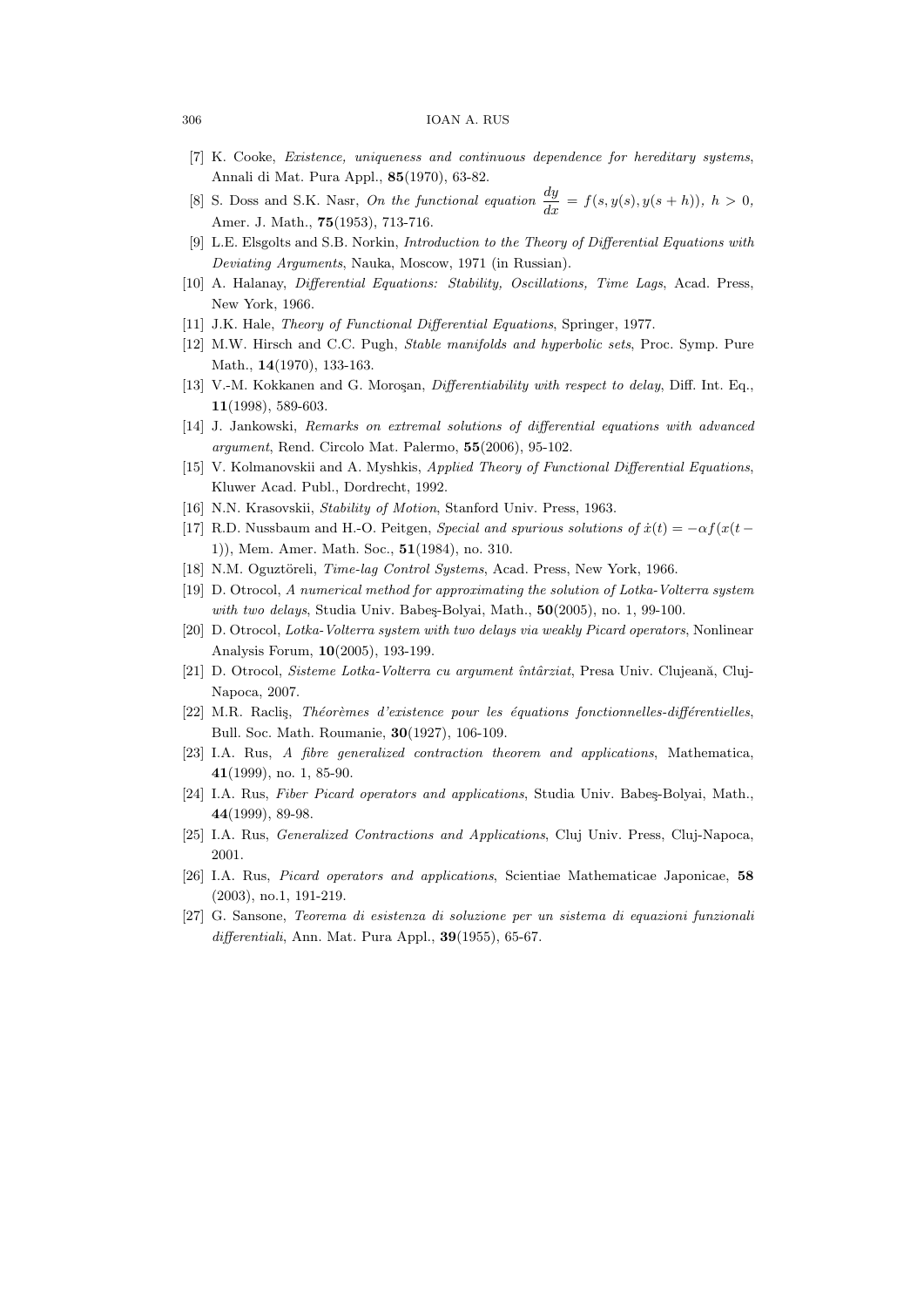[7] K. Cooke, *Existence, uniqueness and continuous dependence for hereditary systems*, Annali di Mat. Pura Appl., **85**(1970), 63-82.

[8] S. Doss and S.K. Nasr, *On the functional equation* $\frac{dy}{dx} = f(s, y(s), y(s+h))$, $h > 0$, Amer. J. Math., **75**(1953), 713-716.

[9] L.E. Elsgolts and S.B. Norkin, *Introduction to the Theory of Differential Equations with Deviating Arguments*, Nauka, Moscow, 1971 (in Russian).

[10] A. Halanay, *Differential Equations: Stability, Oscillations, Time Lags*, Acad. Press, New York, 1966.

[11] J.K. Hale, *Theory of Functional Differential Equations*, Springer, 1977.

[12] M.W. Hirsch and C.C. Pugh, *Stable manifolds and hyperbolic sets*, Proc. Symp. Pure Math., **14**(1970), 133-163.

[13] V.-M. Kokkanen and G. Moroşan, *Differentiability with respect to delay*, Diff. Int. Eq., **11**(1998), 589-603.

[14] J. Jankowski, *Remarks on extremal solutions of differential equations with advanced argument*, Rend. Circolo Mat. Palermo, **55**(2006), 95-102.

[15] V. Kolmanovskii and A. Myshkis, *Applied Theory of Functional Differential Equations*, Kluwer Acad. Publ., Dordrecht, 1992.

[16] N.N. Krasovskii, *Stability of Motion*, Stanford Univ. Press, 1963.

[17] R.D. Nussbaum and H.-O. Peitgen, *Special and spurious solutions of* $\dot{x}(t) = -\alpha f(x(t-1))$, Mem. Amer. Math. Soc., **51**(1984), no. 310.

[18] N.M. Oguztöreli, *Time-lag Control Systems*, Acad. Press, New York, 1966.

[19] D. Otrocol, *A numerical method for approximating the solution of Lotka-Volterra system with two delays*, Studia Univ. Babeş-Bolyai, Math., **50**(2005), no. 1, 99-100.

[20] D. Otrocol, *Lotka-Volterra system with two delays via weakly Picard operators*, Nonlinear Analysis Forum, **10**(2005), 193-199.

[21] D. Otrocol, *Sisteme Lotka-Volterra cu argument întârziat*, Presa Univ. Clujeană, Cluj-Napoca, 2007.

[22] M.R. Racliş, *Théorèmes d'existence pour les équations fonctionnelles-différentielles*, Bull. Soc. Math. Roumanie, **30**(1927), 106-109.

[23] I.A. Rus, *A fibre generalized contraction theorem and applications*, Mathematica, **41**(1999), no. 1, 85-90.

[24] I.A. Rus, *Fiber Picard operators and applications*, Studia Univ. Babeş-Bolyai, Math., **44**(1999), 89-98.

[25] I.A. Rus, *Generalized Contractions and Applications*, Cluj Univ. Press, Cluj-Napoca, 2001.

[26] I.A. Rus, *Picard operators and applications*, Scientiae Mathematicae Japonicae, **58** (2003), no.1, 191-219.

[27] G. Sansone, *Teorema di esistenza di soluzione per un sistema di equazioni funzionali differentiali*, Ann. Mat. Pura Appl., **39**(1955), 65-67.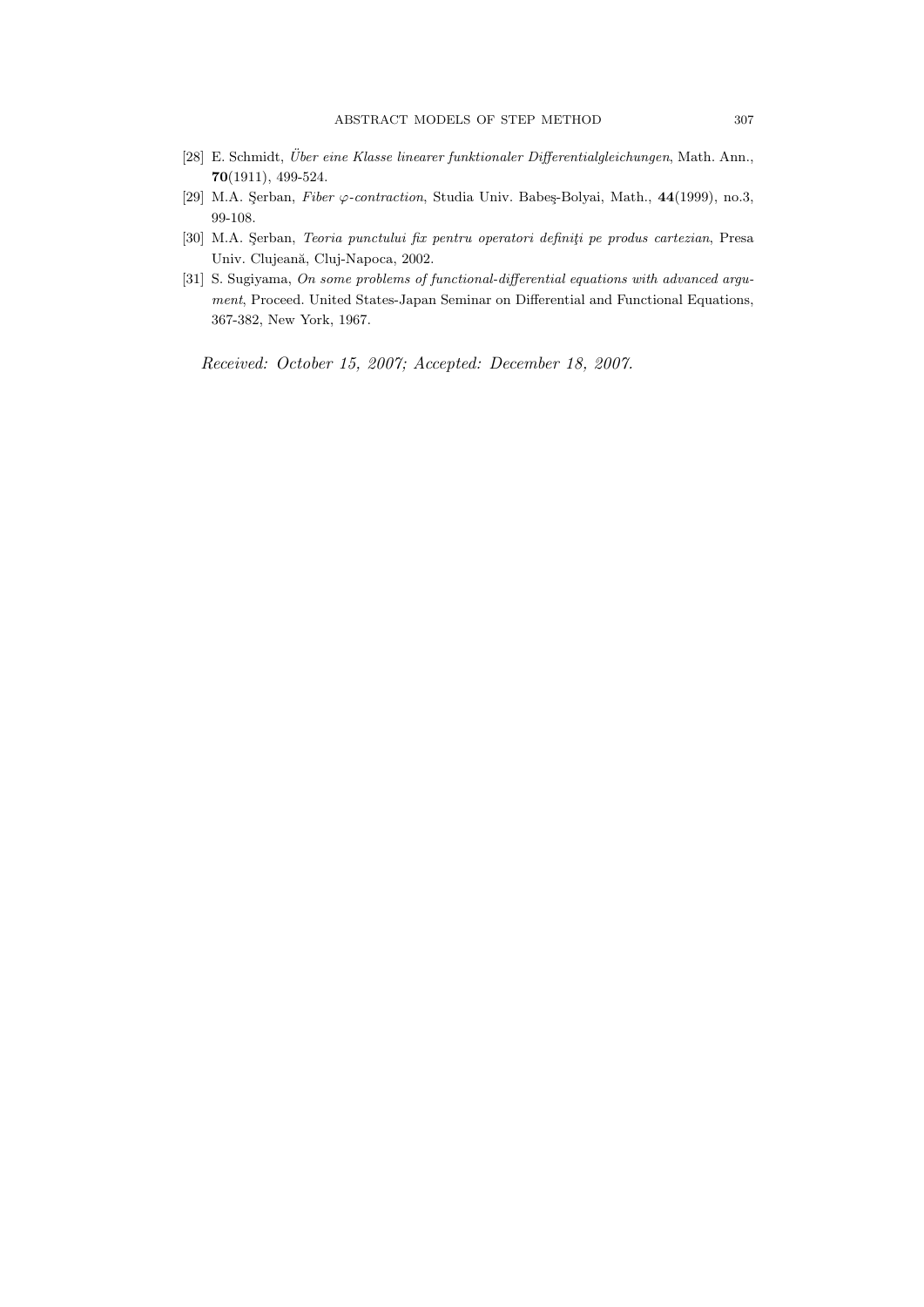[28] E. Schmidt, *Über eine Klasse linearer funktionaler Differentialgleichungen*, Math. Ann., **70**(1911), 499-524.

[29] M.A. Şerban, *Fiber $\varphi$-contraction*, Studia Univ. Babeş-Bolyai, Math., **44**(1999), no.3, 99-108.

[30] M.A. Şerban, *Teoria punctului fix pentru operatori definiţi pe produs cartezian*, Presa Univ. Clujeană, Cluj-Napoca, 2002.

[31] S. Sugiyama, *On some problems of functional-differential equations with advanced argument*, Proceed. United States-Japan Seminar on Differential and Functional Equations, 367-382, New York, 1967.

*Received: October 15, 2007; Accepted: December 18, 2007.*